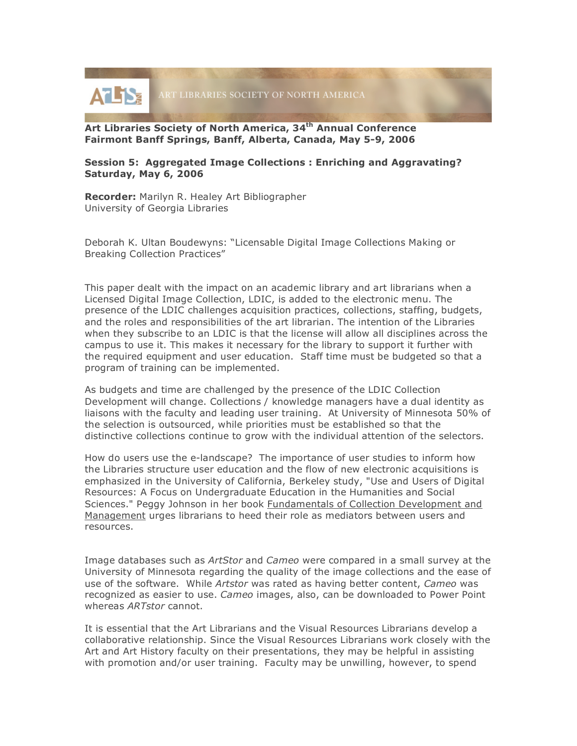**Art Libraries Society of North America, 34th Annual Conference**
**Fairmont Banff Springs, Banff, Alberta, Canada, May 5-9, 2006**

**Session 5: Aggregated Image Collections : Enriching and Aggravating?**
**Saturday, May 6, 2006**

**Recorder:** Marilyn R. Healey Art Bibliographer
University of Georgia Libraries

Deborah K. Ultan Boudewyns: "Licensable Digital Image Collections Making or Breaking Collection Practices"

This paper dealt with the impact on an academic library and art librarians when a Licensed Digital Image Collection, LDIC, is added to the electronic menu. The presence of the LDIC challenges acquisition practices, collections, staffing, budgets, and the roles and responsibilities of the art librarian. The intention of the Libraries when they subscribe to an LDIC is that the license will allow all disciplines across the campus to use it. This makes it necessary for the library to support it further with the required equipment and user education. Staff time must be budgeted so that a program of training can be implemented.

As budgets and time are challenged by the presence of the LDIC Collection Development will change. Collections / knowledge managers have a dual identity as liaisons with the faculty and leading user training. At University of Minnesota 50% of the selection is outsourced, while priorities must be established so that the distinctive collections continue to grow with the individual attention of the selectors.

How do users use the e-landscape? The importance of user studies to inform how the Libraries structure user education and the flow of new electronic acquisitions is emphasized in the University of California, Berkeley study, "Use and Users of Digital Resources: A Focus on Undergraduate Education in the Humanities and Social Sciences." Peggy Johnson in her book Fundamentals of Collection Development and Management urges librarians to heed their role as mediators between users and resources.

Image databases such as *ArtStor* and *Cameo* were compared in a small survey at the University of Minnesota regarding the quality of the image collections and the ease of use of the software. While *Artstor* was rated as having better content, *Cameo* was recognized as easier to use. *Cameo* images, also, can be downloaded to Power Point whereas *ARTstor* cannot.

It is essential that the Art Librarians and the Visual Resources Librarians develop a collaborative relationship. Since the Visual Resources Librarians work closely with the Art and Art History faculty on their presentations, they may be helpful in assisting with promotion and/or user training. Faculty may be unwilling, however, to spend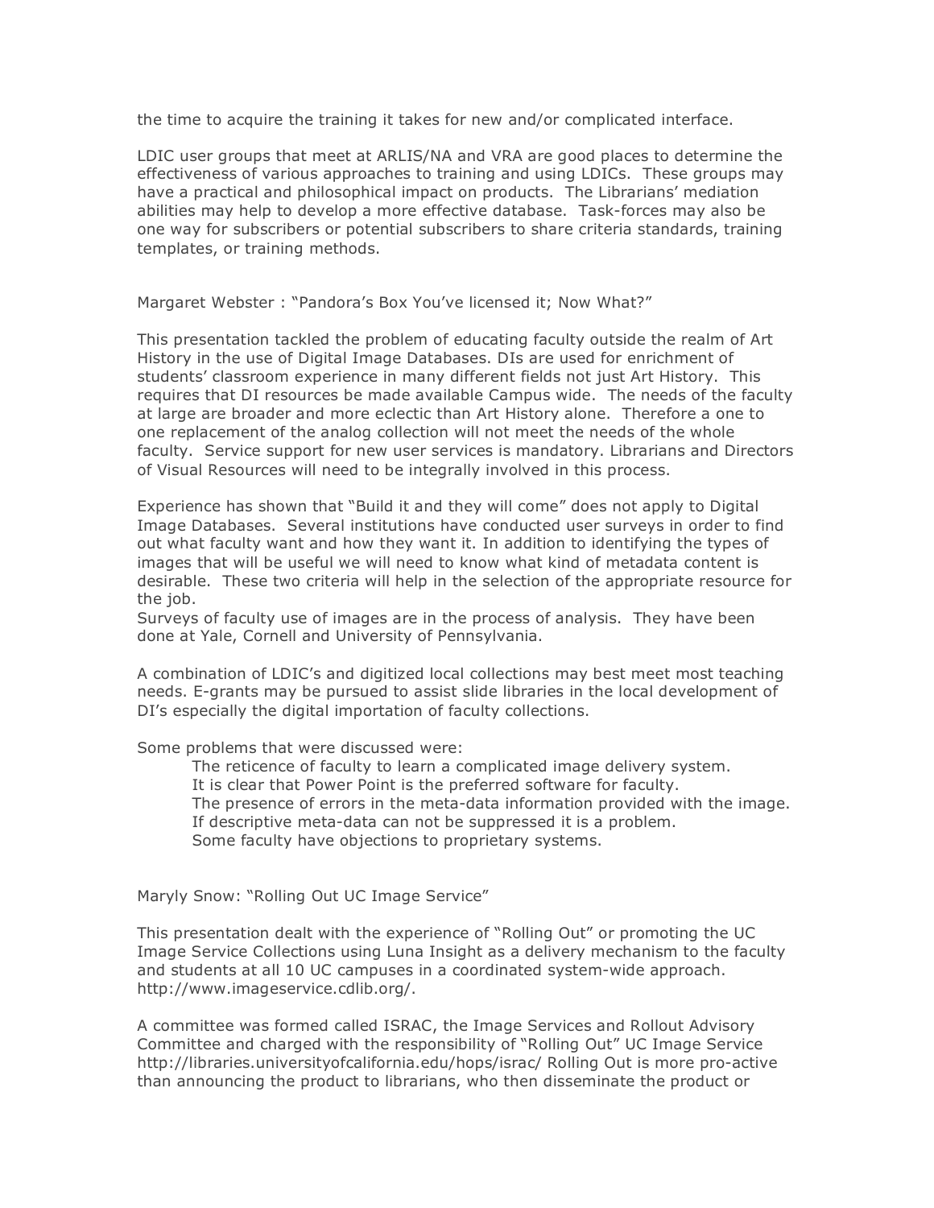the time to acquire the training it takes for new and/or complicated interface.

LDIC user groups that meet at ARLIS/NA and VRA are good places to determine the effectiveness of various approaches to training and using LDICs. These groups may have a practical and philosophical impact on products. The Librarians' mediation abilities may help to develop a more effective database. Task-forces may also be one way for subscribers or potential subscribers to share criteria standards, training templates, or training methods.

Margaret Webster : "Pandora's Box You've licensed it; Now What?"

This presentation tackled the problem of educating faculty outside the realm of Art History in the use of Digital Image Databases. DIs are used for enrichment of students' classroom experience in many different fields not just Art History. This requires that DI resources be made available Campus wide. The needs of the faculty at large are broader and more eclectic than Art History alone. Therefore a one to one replacement of the analog collection will not meet the needs of the whole faculty. Service support for new user services is mandatory. Librarians and Directors of Visual Resources will need to be integrally involved in this process.

Experience has shown that "Build it and they will come" does not apply to Digital Image Databases. Several institutions have conducted user surveys in order to find out what faculty want and how they want it. In addition to identifying the types of images that will be useful we will need to know what kind of metadata content is desirable. These two criteria will help in the selection of the appropriate resource for the job.
Surveys of faculty use of images are in the process of analysis. They have been done at Yale, Cornell and University of Pennsylvania.

A combination of LDIC's and digitized local collections may best meet most teaching needs. E-grants may be pursued to assist slide libraries in the local development of DI's especially the digital importation of faculty collections.

Some problems that were discussed were:

- The reticence of faculty to learn a complicated image delivery system.
- It is clear that Power Point is the preferred software for faculty.
- The presence of errors in the meta-data information provided with the image.
- If descriptive meta-data can not be suppressed it is a problem.
- Some faculty have objections to proprietary systems.

Maryly Snow: "Rolling Out UC Image Service"

This presentation dealt with the experience of "Rolling Out" or promoting the UC Image Service Collections using Luna Insight as a delivery mechanism to the faculty and students at all 10 UC campuses in a coordinated system-wide approach. http://www.imageservice.cdlib.org/.

A committee was formed called ISRAC, the Image Services and Rollout Advisory Committee and charged with the responsibility of "Rolling Out" UC Image Service http://libraries.universityofcalifornia.edu/hops/israc/ Rolling Out is more pro-active than announcing the product to librarians, who then disseminate the product or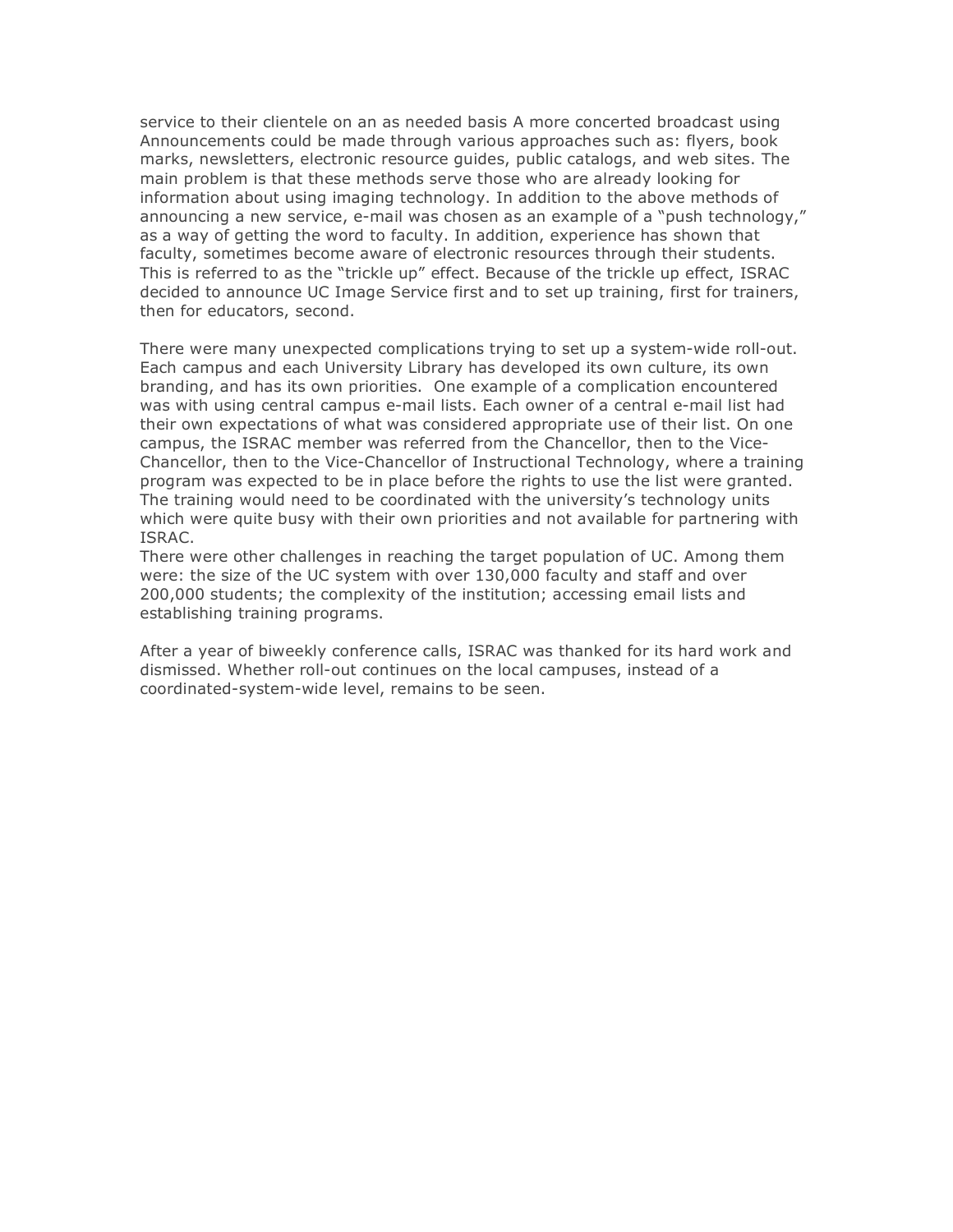service to their clientele on an as needed basis A more concerted broadcast using Announcements could be made through various approaches such as: flyers, book marks, newsletters, electronic resource guides, public catalogs, and web sites. The main problem is that these methods serve those who are already looking for information about using imaging technology. In addition to the above methods of announcing a new service, e-mail was chosen as an example of a "push technology," as a way of getting the word to faculty. In addition, experience has shown that faculty, sometimes become aware of electronic resources through their students. This is referred to as the "trickle up" effect. Because of the trickle up effect, ISRAC decided to announce UC Image Service first and to set up training, first for trainers, then for educators, second.

There were many unexpected complications trying to set up a system-wide roll-out. Each campus and each University Library has developed its own culture, its own branding, and has its own priorities. One example of a complication encountered was with using central campus e-mail lists. Each owner of a central e-mail list had their own expectations of what was considered appropriate use of their list. On one campus, the ISRAC member was referred from the Chancellor, then to the Vice-Chancellor, then to the Vice-Chancellor of Instructional Technology, where a training program was expected to be in place before the rights to use the list were granted. The training would need to be coordinated with the university's technology units which were quite busy with their own priorities and not available for partnering with ISRAC.
There were other challenges in reaching the target population of UC. Among them were: the size of the UC system with over 130,000 faculty and staff and over 200,000 students; the complexity of the institution; accessing email lists and establishing training programs.

After a year of biweekly conference calls, ISRAC was thanked for its hard work and dismissed. Whether roll-out continues on the local campuses, instead of a coordinated-system-wide level, remains to be seen.